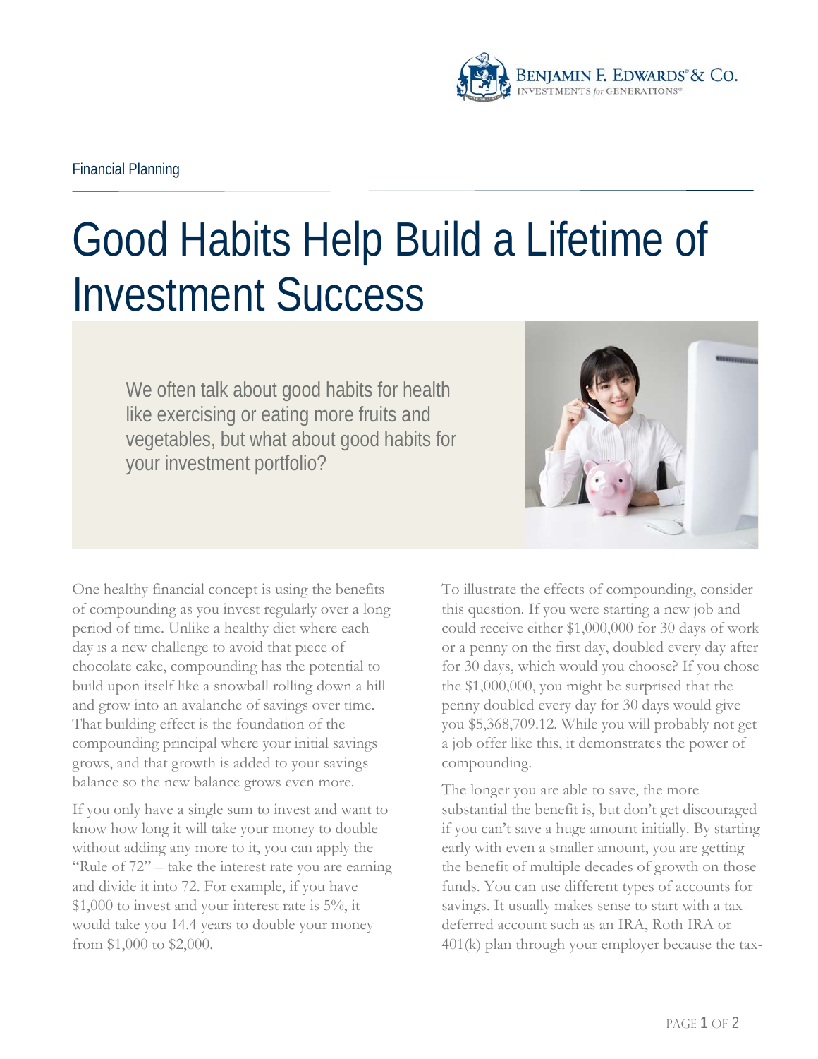Financial Planning

# Good Habits Help Build a Lifetime of Investment Success

We often talk about good habits for health like exercising or eating more fruits and vegetables, but what about good habits for your investment portfolio?

One healthy financial concept is using the benefits of compounding as you invest regularly over a long period of time. Unlike a healthy diet where each day is a new challenge to avoid that piece of chocolate cake, compounding has the potential to build upon itself like a snowball rolling down a hill and grow into an avalanche of savings over time. That building effect is the foundation of the compounding principal where your initial savings grows, and that growth is added to your savings balance so the new balance grows even more.

If you only have a single sum to invest and want to know how long it will take your money to double without adding any more to it, you can apply the "Rule of 72" – take the interest rate you are earning and divide it into 72. For example, if you have $1,000 to invest and your interest rate is 5%, it would take you 14.4 years to double your money from $1,000 to $2,000.

To illustrate the effects of compounding, consider this question. If you were starting a new job and could receive either $1,000,000 for 30 days of work or a penny on the first day, doubled every day after for 30 days, which would you choose? If you chose the $1,000,000, you might be surprised that the penny doubled every day for 30 days would give you $5,368,709.12. While you will probably not get a job offer like this, it demonstrates the power of compounding.

The longer you are able to save, the more substantial the benefit is, but don't get discouraged if you can't save a huge amount initially. By starting early with even a smaller amount, you are getting the benefit of multiple decades of growth on those funds. You can use different types of accounts for savings. It usually makes sense to start with a tax-deferred account such as an IRA, Roth IRA or 401(k) plan through your employer because the tax-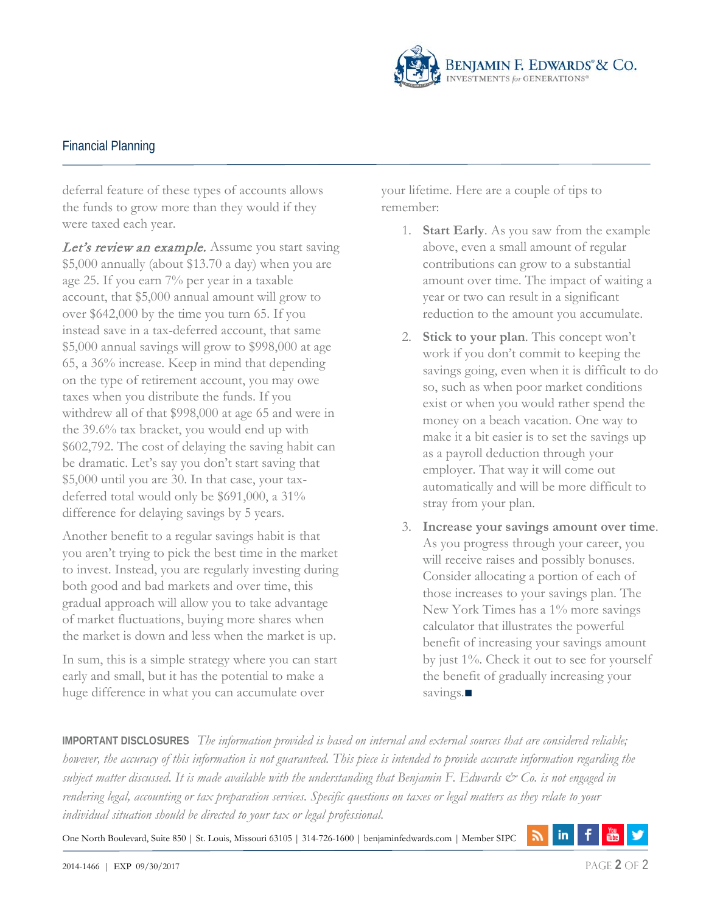deferral feature of these types of accounts allows the funds to grow more than they would if they were taxed each year.

*Let's review an example.* Assume you start saving $5,000 annually (about $13.70 a day) when you are age 25. If you earn 7% per year in a taxable account, that $5,000 annual amount will grow to over $642,000 by the time you turn 65. If you instead save in a tax-deferred account, that same $5,000 annual savings will grow to $998,000 at age 65, a 36% increase. Keep in mind that depending on the type of retirement account, you may owe taxes when you distribute the funds. If you withdrew all of that $998,000 at age 65 and were in the 39.6% tax bracket, you would end up with $602,792. The cost of delaying the saving habit can be dramatic. Let's say you don't start saving that $5,000 until you are 30. In that case, your tax-deferred total would only be $691,000, a 31% difference for delaying savings by 5 years.

Another benefit to a regular savings habit is that you aren't trying to pick the best time in the market to invest. Instead, you are regularly investing during both good and bad markets and over time, this gradual approach will allow you to take advantage of market fluctuations, buying more shares when the market is down and less when the market is up.

In sum, this is a simple strategy where you can start early and small, but it has the potential to make a huge difference in what you can accumulate over your lifetime. Here are a couple of tips to remember:

1. **Start Early**. As you saw from the example above, even a small amount of regular contributions can grow to a substantial amount over time. The impact of waiting a year or two can result in a significant reduction to the amount you accumulate.
2. **Stick to your plan**. This concept won't work if you don't commit to keeping the savings going, even when it is difficult to do so, such as when poor market conditions exist or when you would rather spend the money on a beach vacation. One way to make it a bit easier is to set the savings up as a payroll deduction through your employer. That way it will come out automatically and will be more difficult to stray from your plan.
3. **Increase your savings amount over time**. As you progress through your career, you will receive raises and possibly bonuses. Consider allocating a portion of each of those increases to your savings plan. The New York Times has a 1% more savings calculator that illustrates the powerful benefit of increasing your savings amount by just 1%. Check it out to see for yourself the benefit of gradually increasing your savings.■

**IMPORTANT DISCLOSURES** *The information provided is based on internal and external sources that are considered reliable; however, the accuracy of this information is not guaranteed. This piece is intended to provide accurate information regarding the subject matter discussed. It is made available with the understanding that Benjamin F. Edwards & Co. is not engaged in rendering legal, accounting or tax preparation services. Specific questions on taxes or legal matters as they relate to your individual situation should be directed to your tax or legal professional.*

One North Boulevard, Suite 850 | St. Louis, Missouri 63105 | 314-726-1600 | benjaminfedwards.com | Member SIPC

2014-1466 | EXP 09/30/2017